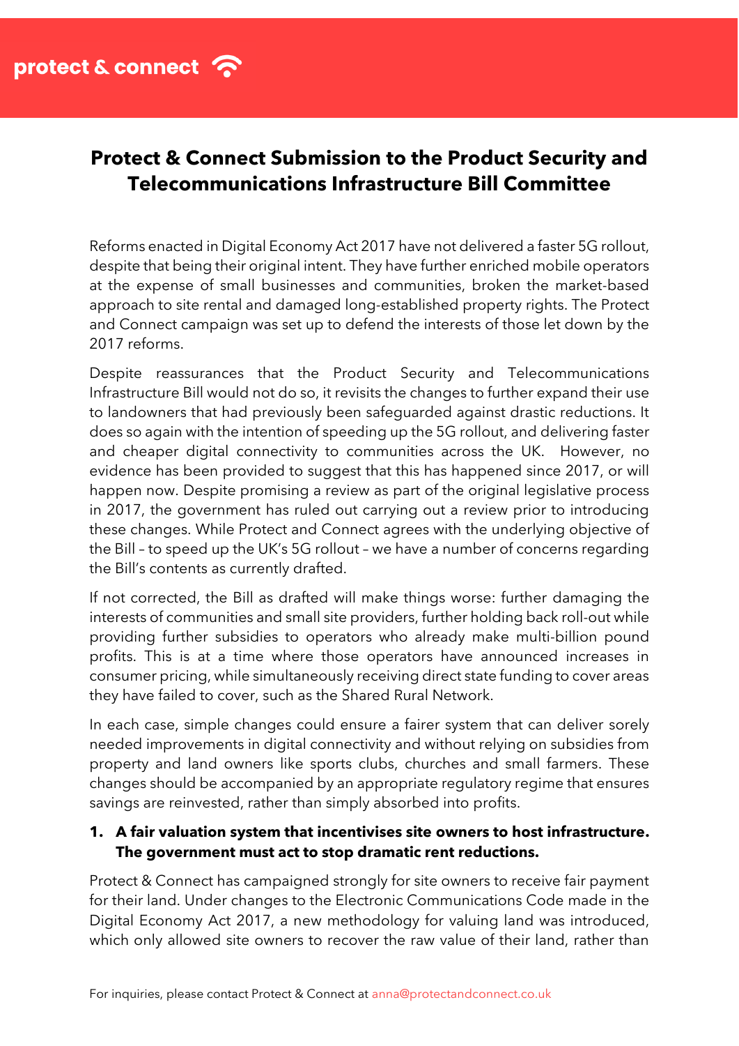protect & connect

# Protect & Connect Submission to the Product Security and Telecommunications Infrastructure Bill Committee

Reforms enacted in Digital Economy Act 2017 have not delivered a faster 5G rollout, despite that being their original intent. They have further enriched mobile operators at the expense of small businesses and communities, broken the market-based approach to site rental and damaged long-established property rights. The Protect and Connect campaign was set up to defend the interests of those let down by the 2017 reforms.

Despite reassurances that the Product Security and Telecommunications Infrastructure Bill would not do so, it revisits the changes to further expand their use to landowners that had previously been safeguarded against drastic reductions. It does so again with the intention of speeding up the 5G rollout, and delivering faster and cheaper digital connectivity to communities across the UK. However, no evidence has been provided to suggest that this has happened since 2017, or will happen now. Despite promising a review as part of the original legislative process in 2017, the government has ruled out carrying out a review prior to introducing these changes. While Protect and Connect agrees with the underlying objective of the Bill – to speed up the UK's 5G rollout – we have a number of concerns regarding the Bill's contents as currently drafted.

If not corrected, the Bill as drafted will make things worse: further damaging the interests of communities and small site providers, further holding back roll-out while providing further subsidies to operators who already make multi-billion pound profits. This is at a time where those operators have announced increases in consumer pricing, while simultaneously receiving direct state funding to cover areas they have failed to cover, such as the Shared Rural Network.

In each case, simple changes could ensure a fairer system that can deliver sorely needed improvements in digital connectivity and without relying on subsidies from property and land owners like sports clubs, churches and small farmers. These changes should be accompanied by an appropriate regulatory regime that ensures savings are reinvested, rather than simply absorbed into profits.

1. **A fair valuation system that incentivises site owners to host infrastructure. The government must act to stop dramatic rent reductions.**

Protect & Connect has campaigned strongly for site owners to receive fair payment for their land. Under changes to the Electronic Communications Code made in the Digital Economy Act 2017, a new methodology for valuing land was introduced, which only allowed site owners to recover the raw value of their land, rather than

For inquiries, please contact Protect & Connect at anna@protectandconnect.co.uk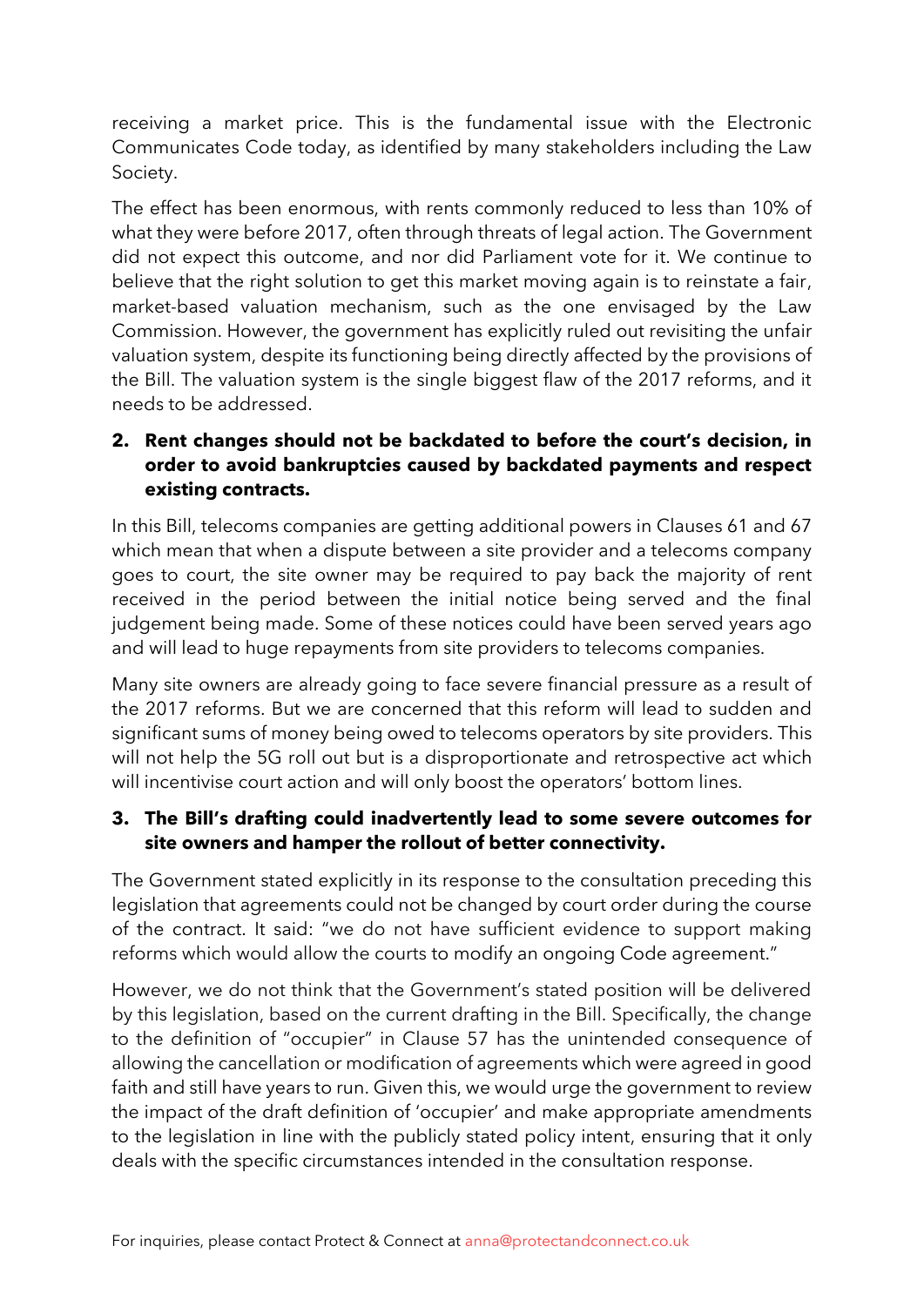receiving a market price. This is the fundamental issue with the Electronic Communicates Code today, as identified by many stakeholders including the Law Society.

The effect has been enormous, with rents commonly reduced to less than 10% of what they were before 2017, often through threats of legal action. The Government did not expect this outcome, and nor did Parliament vote for it. We continue to believe that the right solution to get this market moving again is to reinstate a fair, market-based valuation mechanism, such as the one envisaged by the Law Commission. However, the government has explicitly ruled out revisiting the unfair valuation system, despite its functioning being directly affected by the provisions of the Bill. The valuation system is the single biggest flaw of the 2017 reforms, and it needs to be addressed.

**2. Rent changes should not be backdated to before the court's decision, in order to avoid bankruptcies caused by backdated payments and respect existing contracts.**

In this Bill, telecoms companies are getting additional powers in Clauses 61 and 67 which mean that when a dispute between a site provider and a telecoms company goes to court, the site owner may be required to pay back the majority of rent received in the period between the initial notice being served and the final judgement being made. Some of these notices could have been served years ago and will lead to huge repayments from site providers to telecoms companies.

Many site owners are already going to face severe financial pressure as a result of the 2017 reforms. But we are concerned that this reform will lead to sudden and significant sums of money being owed to telecoms operators by site providers. This will not help the 5G roll out but is a disproportionate and retrospective act which will incentivise court action and will only boost the operators' bottom lines.

**3. The Bill's drafting could inadvertently lead to some severe outcomes for site owners and hamper the rollout of better connectivity.**

The Government stated explicitly in its response to the consultation preceding this legislation that agreements could not be changed by court order during the course of the contract. It said: "we do not have sufficient evidence to support making reforms which would allow the courts to modify an ongoing Code agreement."

However, we do not think that the Government's stated position will be delivered by this legislation, based on the current drafting in the Bill. Specifically, the change to the definition of "occupier" in Clause 57 has the unintended consequence of allowing the cancellation or modification of agreements which were agreed in good faith and still have years to run. Given this, we would urge the government to review the impact of the draft definition of 'occupier' and make appropriate amendments to the legislation in line with the publicly stated policy intent, ensuring that it only deals with the specific circumstances intended in the consultation response.

For inquiries, please contact Protect & Connect at anna@protectandconnect.co.uk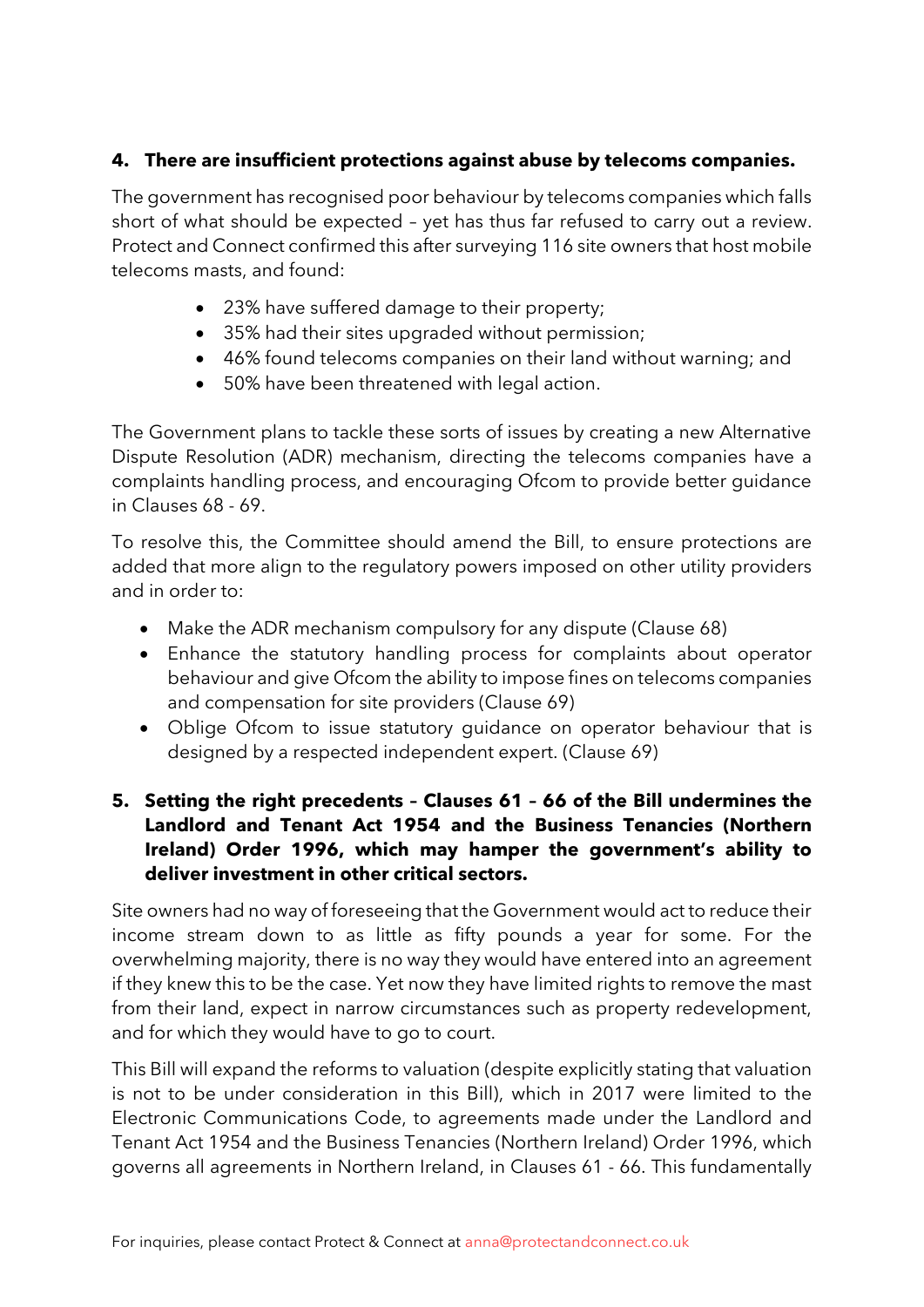**4. There are insufficient protections against abuse by telecoms companies.**

The government has recognised poor behaviour by telecoms companies which falls short of what should be expected – yet has thus far refused to carry out a review. Protect and Connect confirmed this after surveying 116 site owners that host mobile telecoms masts, and found:

- 23% have suffered damage to their property;
- 35% had their sites upgraded without permission;
- 46% found telecoms companies on their land without warning; and
- 50% have been threatened with legal action.

The Government plans to tackle these sorts of issues by creating a new Alternative Dispute Resolution (ADR) mechanism, directing the telecoms companies have a complaints handling process, and encouraging Ofcom to provide better guidance in Clauses 68 - 69.

To resolve this, the Committee should amend the Bill, to ensure protections are added that more align to the regulatory powers imposed on other utility providers and in order to:

- Make the ADR mechanism compulsory for any dispute (Clause 68)
- Enhance the statutory handling process for complaints about operator behaviour and give Ofcom the ability to impose fines on telecoms companies and compensation for site providers (Clause 69)
- Oblige Ofcom to issue statutory guidance on operator behaviour that is designed by a respected independent expert. (Clause 69)

**5. Setting the right precedents – Clauses 61 – 66 of the Bill undermines the Landlord and Tenant Act 1954 and the Business Tenancies (Northern Ireland) Order 1996, which may hamper the government's ability to deliver investment in other critical sectors.**

Site owners had no way of foreseeing that the Government would act to reduce their income stream down to as little as fifty pounds a year for some. For the overwhelming majority, there is no way they would have entered into an agreement if they knew this to be the case. Yet now they have limited rights to remove the mast from their land, expect in narrow circumstances such as property redevelopment, and for which they would have to go to court.

This Bill will expand the reforms to valuation (despite explicitly stating that valuation is not to be under consideration in this Bill), which in 2017 were limited to the Electronic Communications Code, to agreements made under the Landlord and Tenant Act 1954 and the Business Tenancies (Northern Ireland) Order 1996, which governs all agreements in Northern Ireland, in Clauses 61 - 66. This fundamentally

For inquiries, please contact Protect & Connect at anna@protectandconnect.co.uk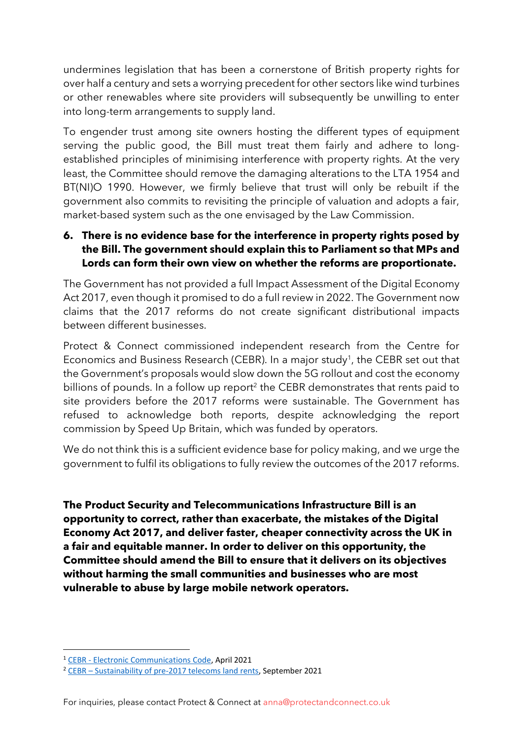undermines legislation that has been a cornerstone of British property rights for over half a century and sets a worrying precedent for other sectors like wind turbines or other renewables where site providers will subsequently be unwilling to enter into long-term arrangements to supply land.

To engender trust among site owners hosting the different types of equipment serving the public good, the Bill must treat them fairly and adhere to long-established principles of minimising interference with property rights. At the very least, the Committee should remove the damaging alterations to the LTA 1954 and BT(NI)O 1990. However, we firmly believe that trust will only be rebuilt if the government also commits to revisiting the principle of valuation and adopts a fair, market-based system such as the one envisaged by the Law Commission.

6. **There is no evidence base for the interference in property rights posed by the Bill. The government should explain this to Parliament so that MPs and Lords can form their own view on whether the reforms are proportionate.**

The Government has not provided a full Impact Assessment of the Digital Economy Act 2017, even though it promised to do a full review in 2022. The Government now claims that the 2017 reforms do not create significant distributional impacts between different businesses.

Protect & Connect commissioned independent research from the Centre for Economics and Business Research (CEBR). In a major study[1], the CEBR set out that the Government's proposals would slow down the 5G rollout and cost the economy billions of pounds. In a follow up report[2] the CEBR demonstrates that rents paid to site providers before the 2017 reforms were sustainable. The Government has refused to acknowledge both reports, despite acknowledging the report commission by Speed Up Britain, which was funded by operators.

We do not think this is a sufficient evidence base for policy making, and we urge the government to fulfil its obligations to fully review the outcomes of the 2017 reforms.

**The Product Security and Telecommunications Infrastructure Bill is an opportunity to correct, rather than exacerbate, the mistakes of the Digital Economy Act 2017, and deliver faster, cheaper connectivity across the UK in a fair and equitable manner. In order to deliver on this opportunity, the Committee should amend the Bill to ensure that it delivers on its objectives without harming the small communities and businesses who are most vulnerable to abuse by large mobile network operators.**

---

[1] CEBR - Electronic Communications Code, April 2021

[2] CEBR – Sustainability of pre-2017 telecoms land rents, September 2021

For inquiries, please contact Protect & Connect at anna@protectandconnect.co.uk